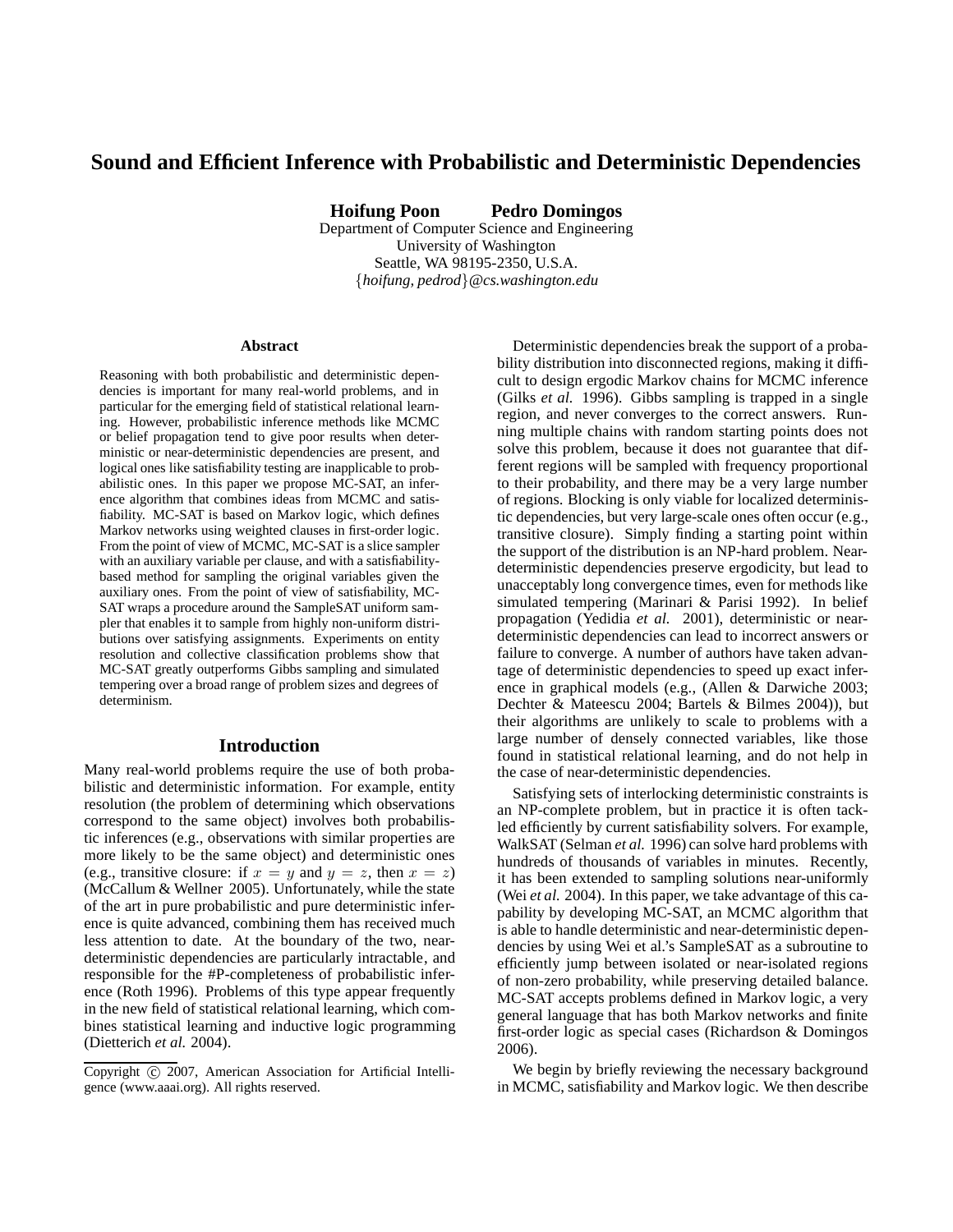# Sound and Efficient Inference with Probabilistic and Deterministic Dependencies

**Hoifung Poon** **Pedro Domingos**
Department of Computer Science and Engineering
University of Washington
Seattle, WA 98195-2350, U.S.A.
{*hoifung, pedrod*}*@cs.washington.edu*

## Abstract

Reasoning with both probabilistic and deterministic dependencies is important for many real-world problems, and in particular for the emerging field of statistical relational learning. However, probabilistic inference methods like MCMC or belief propagation tend to give poor results when deterministic or near-deterministic dependencies are present, and logical ones like satisfiability testing are inapplicable to probabilistic ones. In this paper we propose MC-SAT, an inference algorithm that combines ideas from MCMC and satisfiability. MC-SAT is based on Markov logic, which defines Markov networks using weighted clauses in first-order logic. From the point of view of MCMC, MC-SAT is a slice sampler with an auxiliary variable per clause, and with a satisfiability-based method for sampling the original variables given the auxiliary ones. From the point of view of satisfiability, MC-SAT wraps a procedure around the SampleSAT uniform sampler that enables it to sample from highly non-uniform distributions over satisfying assignments. Experiments on entity resolution and collective classification problems show that MC-SAT greatly outperforms Gibbs sampling and simulated tempering over a broad range of problem sizes and degrees of determinism.

## Introduction

Many real-world problems require the use of both probabilistic and deterministic information. For example, entity resolution (the problem of determining which observations correspond to the same object) involves both probabilistic inferences (e.g., observations with similar properties are more likely to be the same object) and deterministic ones (e.g., transitive closure: if $x = y$ and $y = z$, then $x = z$) (McCallum & Wellner 2005). Unfortunately, while the state of the art in pure probabilistic and pure deterministic inference is quite advanced, combining them has received much less attention to date. At the boundary of the two, near-deterministic dependencies are particularly intractable, and responsible for the #P-completeness of probabilistic inference (Roth 1996). Problems of this type appear frequently in the new field of statistical relational learning, which combines statistical learning and inductive logic programming (Dietterich *et al.* 2004).

Copyright © 2007, American Association for Artificial Intelligence (www.aaai.org). All rights reserved.

Deterministic dependencies break the support of a probability distribution into disconnected regions, making it difficult to design ergodic Markov chains for MCMC inference (Gilks *et al.* 1996). Gibbs sampling is trapped in a single region, and never converges to the correct answers. Running multiple chains with random starting points does not solve this problem, because it does not guarantee that different regions will be sampled with frequency proportional to their probability, and there may be a very large number of regions. Blocking is only viable for localized deterministic dependencies, but very large-scale ones often occur (e.g., transitive closure). Simply finding a starting point within the support of the distribution is an NP-hard problem. Near-deterministic dependencies preserve ergodicity, but lead to unacceptably long convergence times, even for methods like simulated tempering (Marinari & Parisi 1992). In belief propagation (Yedidia *et al.* 2001), deterministic or near-deterministic dependencies can lead to incorrect answers or failure to converge. A number of authors have taken advantage of deterministic dependencies to speed up exact inference in graphical models (e.g., (Allen & Darwiche 2003; Dechter & Mateescu 2004; Bartels & Bilmes 2004)), but their algorithms are unlikely to scale to problems with a large number of densely connected variables, like those found in statistical relational learning, and do not help in the case of near-deterministic dependencies.

Satisfying sets of interlocking deterministic constraints is an NP-complete problem, but in practice it is often tackled efficiently by current satisfiability solvers. For example, WalkSAT (Selman *et al.* 1996) can solve hard problems with hundreds of thousands of variables in minutes. Recently, it has been extended to sampling solutions near-uniformly (Wei *et al.* 2004). In this paper, we take advantage of this capability by developing MC-SAT, an MCMC algorithm that is able to handle deterministic and near-deterministic dependencies by using Wei et al.'s SampleSAT as a subroutine to efficiently jump between isolated or near-isolated regions of non-zero probability, while preserving detailed balance. MC-SAT accepts problems defined in Markov logic, a very general language that has both Markov networks and finite first-order logic as special cases (Richardson & Domingos 2006).

We begin by briefly reviewing the necessary background in MCMC, satisfiability and Markov logic. We then describe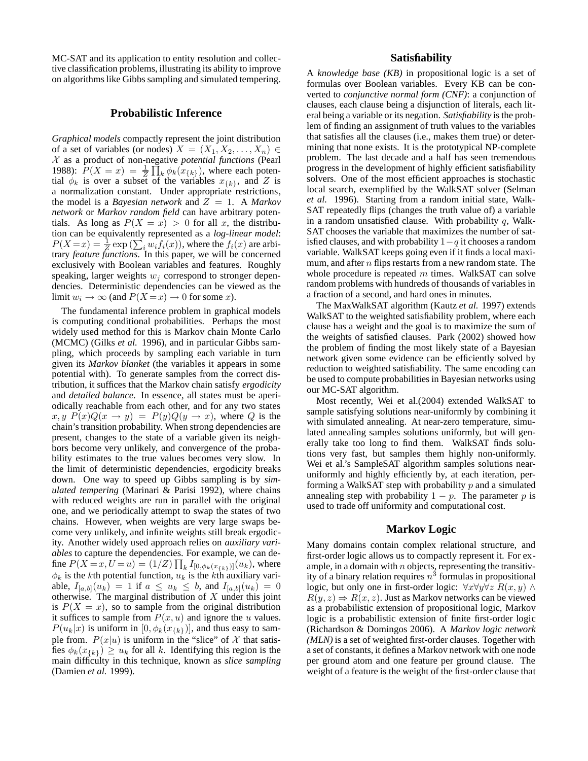MC-SAT and its application to entity resolution and collective classification problems, illustrating its ability to improve on algorithms like Gibbs sampling and simulated tempering.

## Probabilistic Inference

*Graphical models* compactly represent the joint distribution of a set of variables (or nodes) $X = (X_1, X_2, \dots, X_n) \in \mathcal{X}$ as a product of non-negative *potential functions* (Pearl 1988): $P(X = x) = \frac{1}{Z} \prod_k \phi_k(x_{\{k\}})$, where each potential $\phi_k$ is over a subset of the variables $x_{\{k\}}$, and $Z$ is a normalization constant. Under appropriate restrictions, the model is a *Bayesian network* and $Z = 1$. A *Markov network* or *Markov random field* can have arbitrary potentials. As long as $P(X = x) > 0$ for all $x$, the distribution can be equivalently represented as a *log-linear model*: $P(X = x) = \frac{1}{Z} \exp\left(\sum_i w_i f_i(x)\right)$, where the $f_i(x)$ are arbitrary *feature functions*. In this paper, we will be concerned exclusively with Boolean variables and features. Roughly speaking, larger weights $w_j$ correspond to stronger dependencies. Deterministic dependencies can be viewed as the limit $w_i \to \infty$ (and $P(X = x) \to 0$ for some $x$).

The fundamental inference problem in graphical models is computing conditional probabilities. Perhaps the most widely used method for this is Markov chain Monte Carlo (MCMC) (Gilks *et al.* 1996), and in particular Gibbs sampling, which proceeds by sampling each variable in turn given its *Markov blanket* (the variables it appears in some potential with). To generate samples from the correct distribution, it suffices that the Markov chain satisfy *ergodicity* and *detailed balance*. In essence, all states must be aperiodically reachable from each other, and for any two states $x, y$ $P(x)Q(x \to y) = P(y)Q(y \to x)$, where $Q$ is the chain's transition probability. When strong dependencies are present, changes to the state of a variable given its neighbors become very unlikely, and convergence of the probability estimates to the true values becomes very slow. In the limit of deterministic dependencies, ergodicity breaks down. One way to speed up Gibbs sampling is by *simulated tempering* (Marinari & Parisi 1992), where chains with reduced weights are run in parallel with the original one, and we periodically attempt to swap the states of two chains. However, when weights are very large swaps become very unlikely, and infinite weights still break ergodicity. Another widely used approach relies on *auxiliary variables* to capture the dependencies. For example, we can define $P(X = x, U = u) = (1/Z) \prod_k I_{[0, \phi_k(x_{\{k\}})]}(u_k)$, where $\phi_k$ is the $k$th potential function, $u_k$ is the $k$th auxiliary variable, $I_{[a,b]}(u_k) = 1$ if $a \leq u_k \leq b$, and $I_{[a,b]}(u_k) = 0$ otherwise. The marginal distribution of $X$ under this joint is $P(X = x)$, so to sample from the original distribution it suffices to sample from $P(x, u)$ and ignore the $u$ values. $P(u_k|x)$ is uniform in $[0, \phi_k(x_{\{k\}})]$, and thus easy to sample from. $P(x|u)$ is uniform in the "slice" of $\mathcal{X}$ that satisfies $\phi_k(x_{\{k\}}) \geq u_k$ for all $k$. Identifying this region is the main difficulty in this technique, known as *slice sampling* (Damien *et al.* 1999).

## Satisfiability

A *knowledge base (KB)* in propositional logic is a set of formulas over Boolean variables. Every KB can be converted to *conjunctive normal form (CNF)*: a conjunction of clauses, each clause being a disjunction of literals, each literal being a variable or its negation. *Satisfiability* is the problem of finding an assignment of truth values to the variables that satisfies all the clauses (i.e., makes them true) or determining that none exists. It is the prototypical NP-complete problem. The last decade and a half has seen tremendous progress in the development of highly efficient satisfiability solvers. One of the most efficient approaches is stochastic local search, exemplified by the WalkSAT solver (Selman *et al.* 1996). Starting from a random initial state, WalkSAT repeatedly flips (changes the truth value of) a variable in a random unsatisfied clause. With probability $q$, WalkSAT chooses the variable that maximizes the number of satisfied clauses, and with probability $1-q$ it chooses a random variable. WalkSAT keeps going even if it finds a local maximum, and after $n$ flips restarts from a new random state. The whole procedure is repeated $m$ times. WalkSAT can solve random problems with hundreds of thousands of variables in a fraction of a second, and hard ones in minutes.

The MaxWalkSAT algorithm (Kautz *et al.* 1997) extends WalkSAT to the weighted satisfiability problem, where each clause has a weight and the goal is to maximize the sum of the weights of satisfied clauses. Park (2002) showed how the problem of finding the most likely state of a Bayesian network given some evidence can be efficiently solved by reduction to weighted satisfiability. The same encoding can be used to compute probabilities in Bayesian networks using our MC-SAT algorithm.

Most recently, Wei et al.(2004) extended WalkSAT to sample satisfying solutions near-uniformly by combining it with simulated annealing. At near-zero temperature, simulated annealing samples solutions uniformly, but will generally take too long to find them. WalkSAT finds solutions very fast, but samples them highly non-uniformly. Wei et al.'s SampleSAT algorithm samples solutions near-uniformly and highly efficiently by, at each iteration, performing a WalkSAT step with probability $p$ and a simulated annealing step with probability $1 - p$. The parameter $p$ is used to trade off uniformity and computational cost.

## Markov Logic

Many domains contain complex relational structure, and first-order logic allows us to compactly represent it. For example, in a domain with $n$ objects, representing the transitivity of a binary relation requires $n^3$ formulas in propositional logic, but only one in first-order logic: $\forall x \forall y \forall z\ R(x, y) \wedge R(y, z) \Rightarrow R(x, z)$. Just as Markov networks can be viewed as a probabilistic extension of propositional logic, Markov logic is a probabilistic extension of finite first-order logic (Richardson & Domingos 2006). A *Markov logic network (MLN)* is a set of weighted first-order clauses. Together with a set of constants, it defines a Markov network with one node per ground atom and one feature per ground clause. The weight of a feature is the weight of the first-order clause that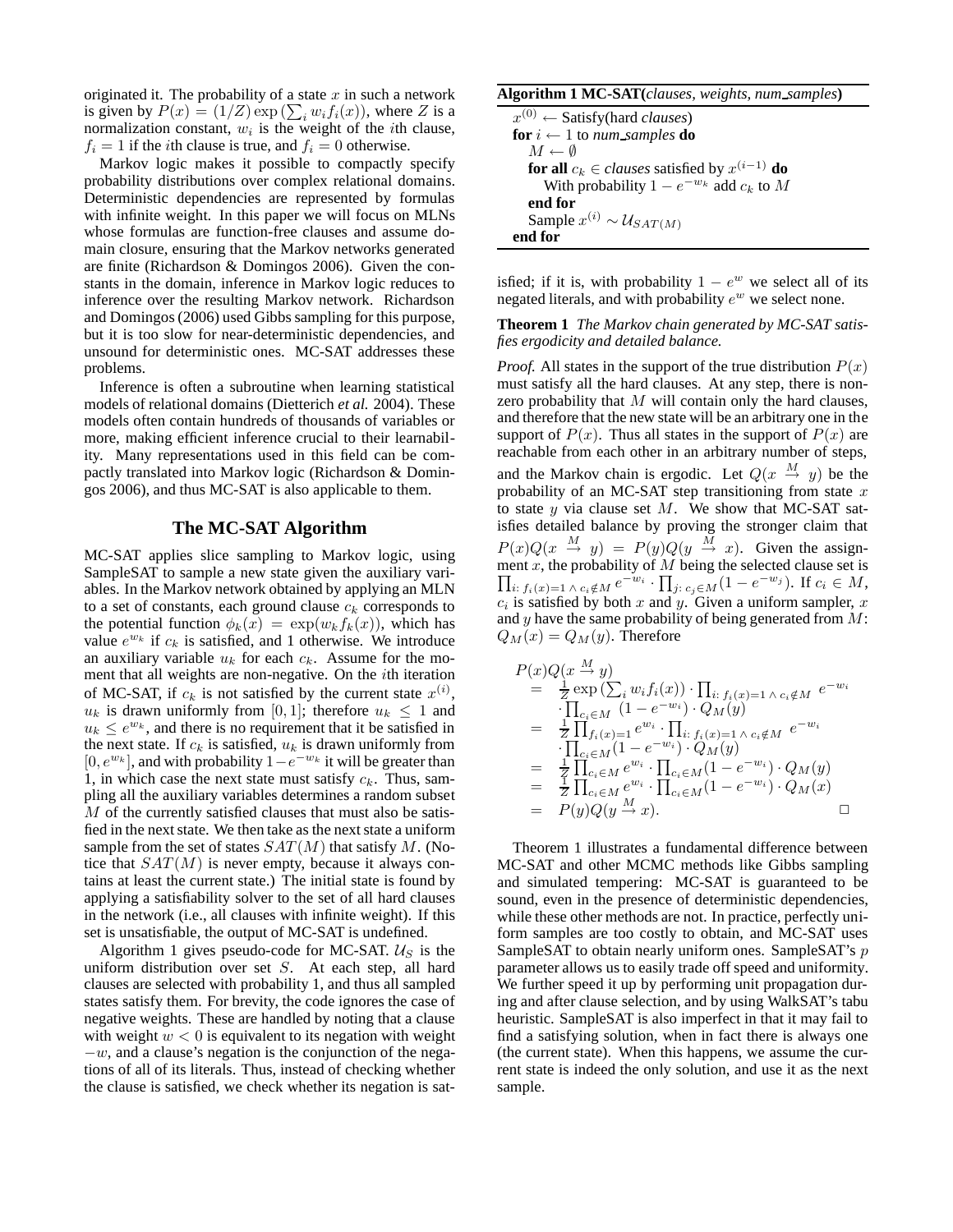originated it. The probability of a state $x$ in such a network is given by $P(x) = (1/Z) \exp\left(\sum_i w_i f_i(x)\right)$, where $Z$ is a normalization constant, $w_i$ is the weight of the $i$th clause, $f_i = 1$ if the $i$th clause is true, and $f_i = 0$ otherwise.

Markov logic makes it possible to compactly specify probability distributions over complex relational domains. Deterministic dependencies are represented by formulas with infinite weight. In this paper we will focus on MLNs whose formulas are function-free clauses and assume domain closure, ensuring that the Markov networks generated are finite (Richardson & Domingos 2006). Given the constants in the domain, inference in Markov logic reduces to inference over the resulting Markov network. Richardson and Domingos (2006) used Gibbs sampling for this purpose, but it is too slow for near-deterministic dependencies, and unsound for deterministic ones. MC-SAT addresses these problems.

Inference is often a subroutine when learning statistical models of relational domains (Dietterich *et al.* 2004). These models often contain hundreds of thousands of variables or more, making efficient inference crucial to their learnability. Many representations used in this field can be compactly translated into Markov logic (Richardson & Domingos 2006), and thus MC-SAT is also applicable to them.

## The MC-SAT Algorithm

MC-SAT applies slice sampling to Markov logic, using SampleSAT to sample a new state given the auxiliary variables. In the Markov network obtained by applying an MLN to a set of constants, each ground clause $c_k$ corresponds to the potential function $\phi_k(x) = \exp(w_k f_k(x))$, which has value $e^{w_k}$ if $c_k$ is satisfied, and 1 otherwise. We introduce an auxiliary variable $u_k$ for each $c_k$. Assume for the moment that all weights are non-negative. On the $i$th iteration of MC-SAT, if $c_k$ is not satisfied by the current state $x^{(i)}$, $u_k$ is drawn uniformly from $[0, 1]$; therefore $u_k \leq 1$ and $u_k \leq e^{w_k}$, and there is no requirement that it be satisfied in the next state. If $c_k$ is satisfied, $u_k$ is drawn uniformly from $[0, e^{w_k}]$, and with probability $1-e^{-w_k}$ it will be greater than 1, in which case the next state must satisfy $c_k$. Thus, sampling all the auxiliary variables determines a random subset $M$ of the currently satisfied clauses that must also be satisfied in the next state. We then take as the next state a uniform sample from the set of states $SAT(M)$ that satisfy $M$. (Notice that $SAT(M)$ is never empty, because it always contains at least the current state.) The initial state is found by applying a satisfiability solver to the set of all hard clauses in the network (i.e., all clauses with infinite weight). If this set is unsatisfiable, the output of MC-SAT is undefined.

Algorithm 1 gives pseudo-code for MC-SAT. $\mathcal{U}_S$ is the uniform distribution over set $S$. At each step, all hard clauses are selected with probability 1, and thus all sampled states satisfy them. For brevity, the code ignores the case of negative weights. These are handled by noting that a clause with weight $w < 0$ is equivalent to its negation with weight $-w$, and a clause's negation is the conjunction of the negations of all of its literals. Thus, instead of checking whether the clause is satisfied, we check whether its negation is satisfied; if it is, with probability $1 - e^{w}$ we select all of its negated literals, and with probability $e^{w}$ we select none.

**Algorithm 1 MC-SAT(*clauses, weights, num_samples*)**

```
x^(0) ← Satisfy(hard clauses)
for i ← 1 to num_samples do
    M ← ∅
    for all c_k ∈ clauses satisfied by x^(i−1) do
        With probability 1 − e^(−w_k) add c_k to M
    end for
    Sample x^(i) ~ U_SAT(M)
end for
```

**Theorem 1** *The Markov chain generated by MC-SAT satisfies ergodicity and detailed balance.*

*Proof.* All states in the support of the true distribution $P(x)$ must satisfy all the hard clauses. At any step, there is nonzero probability that $M$ will contain only the hard clauses, and therefore that the new state will be an arbitrary one in the support of $P(x)$. Thus all states in the support of $P(x)$ are reachable from each other in an arbitrary number of steps, and the Markov chain is ergodic. Let $Q(x \xrightarrow{M} y)$ be the probability of an MC-SAT step transitioning from state $x$ to state $y$ via clause set $M$. We show that MC-SAT satisfies detailed balance by proving the stronger claim that $P(x)Q(x \xrightarrow{M} y) = P(y)Q(y \xrightarrow{M} x)$. Given the assignment $x$, the probability of $M$ being the selected clause set is $\prod_{i:\, f_i(x)=1 \,\wedge\, c_i \notin M} e^{-w_i} \cdot \prod_{j:\, c_j \in M} (1 - e^{-w_j})$. If $c_i \in M$, $c_i$ is satisfied by both $x$ and $y$. Given a uniform sampler, $x$ and $y$ have the same probability of being generated from $M$: $Q_M(x) = Q_M(y)$. Therefore

$$
\begin{aligned}
& P(x)Q(x \xrightarrow{M} y) \\
&= \tfrac{1}{Z} \exp\left(\textstyle\sum_i w_i f_i(x)\right) \cdot \textstyle\prod_{i:\, f_i(x)=1 \,\wedge\, c_i \notin M} e^{-w_i} \\
&\quad \cdot \textstyle\prod_{c_i \in M} (1 - e^{-w_i}) \cdot Q_M(y) \\
&= \tfrac{1}{Z} \textstyle\prod_{f_i(x)=1} e^{w_i} \cdot \textstyle\prod_{i:\, f_i(x)=1 \,\wedge\, c_i \notin M} e^{-w_i} \\
&\quad \cdot \textstyle\prod_{c_i \in M} (1 - e^{-w_i}) \cdot Q_M(y) \\
&= \tfrac{1}{Z} \textstyle\prod_{c_i \in M} e^{w_i} \cdot \textstyle\prod_{c_i \in M} (1 - e^{-w_i}) \cdot Q_M(y) \\
&= \tfrac{1}{Z} \textstyle\prod_{c_i \in M} e^{w_i} \cdot \textstyle\prod_{c_i \in M} (1 - e^{-w_i}) \cdot Q_M(x) \\
&= P(y)Q(y \xrightarrow{M} x).
\end{aligned}
$$

□

Theorem 1 illustrates a fundamental difference between MC-SAT and other MCMC methods like Gibbs sampling and simulated tempering: MC-SAT is guaranteed to be sound, even in the presence of deterministic dependencies, while these other methods are not. In practice, perfectly uniform samples are too costly to obtain, and MC-SAT uses SampleSAT to obtain nearly uniform ones. SampleSAT's $p$ parameter allows us to easily trade off speed and uniformity. We further speed it up by performing unit propagation during and after clause selection, and by using WalkSAT's tabu heuristic. SampleSAT is also imperfect in that it may fail to find a satisfying solution, when in fact there is always one (the current state). When this happens, we assume the current state is indeed the only solution, and use it as the next sample.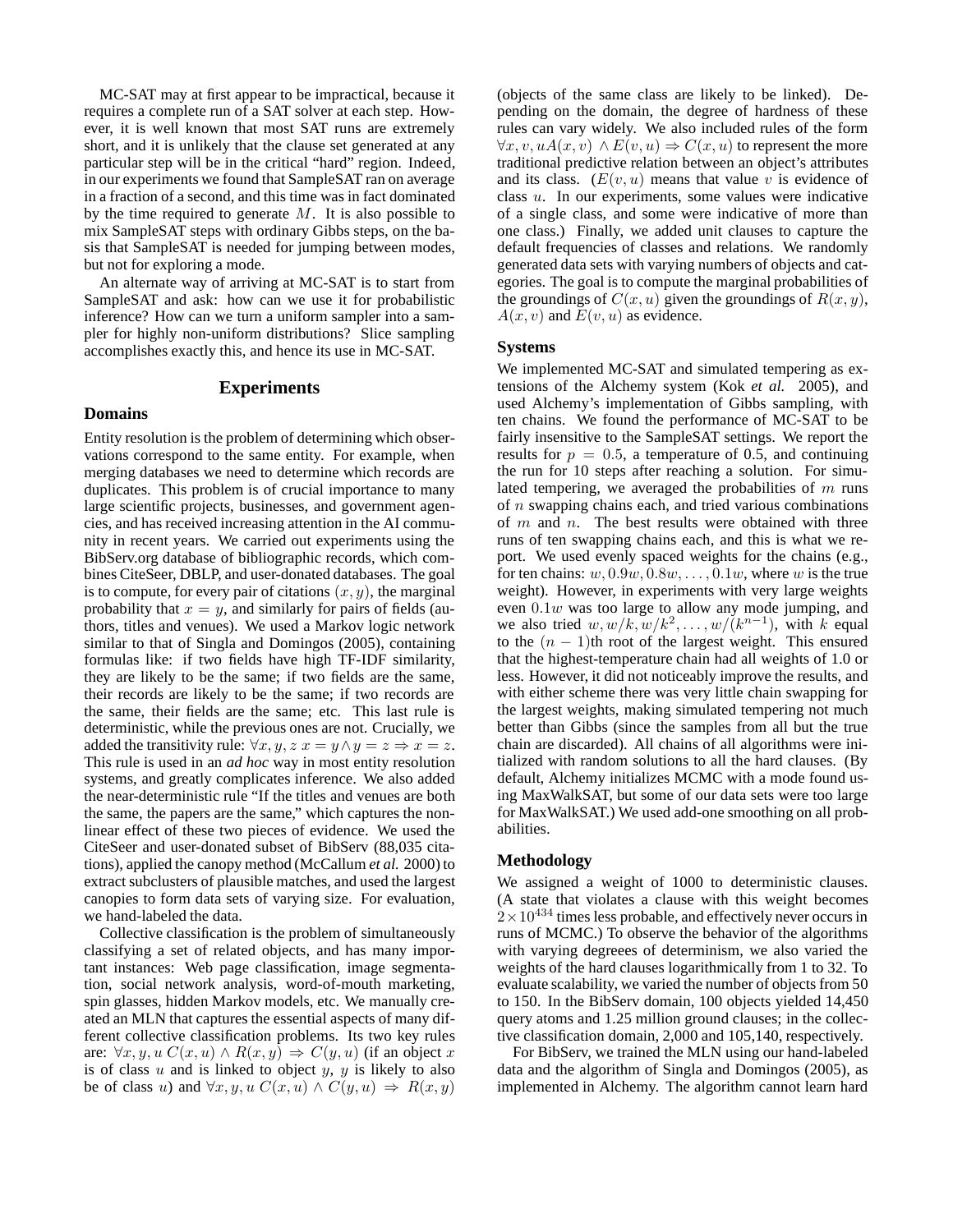MC-SAT may at first appear to be impractical, because it requires a complete run of a SAT solver at each step. However, it is well known that most SAT runs are extremely short, and it is unlikely that the clause set generated at any particular step will be in the critical "hard" region. Indeed, in our experiments we found that SampleSAT ran on average in a fraction of a second, and this time was in fact dominated by the time required to generate $M$. It is also possible to mix SampleSAT steps with ordinary Gibbs steps, on the basis that SampleSAT is needed for jumping between modes, but not for exploring a mode.

An alternate way of arriving at MC-SAT is to start from SampleSAT and ask: how can we use it for probabilistic inference? How can we turn a uniform sampler into a sampler for highly non-uniform distributions? Slice sampling accomplishes exactly this, and hence its use in MC-SAT.

## Experiments

### Domains

Entity resolution is the problem of determining which observations correspond to the same entity. For example, when merging databases we need to determine which records are duplicates. This problem is of crucial importance to many large scientific projects, businesses, and government agencies, and has received increasing attention in the AI community in recent years. We carried out experiments using the BibServ.org database of bibliographic records, which combines CiteSeer, DBLP, and user-donated databases. The goal is to compute, for every pair of citations $(x, y)$, the marginal probability that $x = y$, and similarly for pairs of fields (authors, titles and venues). We used a Markov logic network similar to that of Singla and Domingos (2005), containing formulas like: if two fields have high TF-IDF similarity, they are likely to be the same; if two fields are the same, their records are likely to be the same; if two records are the same, their fields are the same; etc. This last rule is deterministic, while the previous ones are not. Crucially, we added the transitivity rule: $\forall x, y, z \; x = y \land y = z \Rightarrow x = z$. This rule is used in an *ad hoc* way in most entity resolution systems, and greatly complicates inference. We also added the near-deterministic rule "If the titles and venues are both the same, the papers are the same," which captures the non-linear effect of these two pieces of evidence. We used the CiteSeer and user-donated subset of BibServ (88,035 citations), applied the canopy method (McCallum *et al.* 2000) to extract subclusters of plausible matches, and used the largest canopies to form data sets of varying size. For evaluation, we hand-labeled the data.

Collective classification is the problem of simultaneously classifying a set of related objects, and has many important instances: Web page classification, image segmentation, social network analysis, word-of-mouth marketing, spin glasses, hidden Markov models, etc. We manually created an MLN that captures the essential aspects of many different collective classification problems. Its two key rules are: $\forall x, y, u \; C(x, u) \land R(x, y) \Rightarrow C(y, u)$ (if an object $x$ is of class $u$ and is linked to object $y$, $y$ is likely to also be of class $u$) and $\forall x, y, u \; C(x, u) \land C(y, u) \Rightarrow R(x, y)$ (objects of the same class are likely to be linked). Depending on the domain, the degree of hardness of these rules can vary widely. We also included rules of the form $\forall x, v, u A(x, v) \land E(v, u) \Rightarrow C(x, u)$ to represent the more traditional predictive relation between an object's attributes and its class. ($E(v, u)$ means that value $v$ is evidence of class $u$. In our experiments, some values were indicative of a single class, and some were indicative of more than one class.) Finally, we added unit clauses to capture the default frequencies of classes and relations. We randomly generated data sets with varying numbers of objects and categories. The goal is to compute the marginal probabilities of the groundings of $C(x, u)$ given the groundings of $R(x, y)$, $A(x, v)$ and $E(v, u)$ as evidence.

### Systems

We implemented MC-SAT and simulated tempering as extensions of the Alchemy system (Kok *et al.* 2005), and used Alchemy's implementation of Gibbs sampling, with ten chains. We found the performance of MC-SAT to be fairly insensitive to the SampleSAT settings. We report the results for $p = 0.5$, a temperature of 0.5, and continuing the run for 10 steps after reaching a solution. For simulated tempering, we averaged the probabilities of $m$ runs of $n$ swapping chains each, and tried various combinations of $m$ and $n$. The best results were obtained with three runs of ten swapping chains each, and this is what we report. We used evenly spaced weights for the chains (e.g., for ten chains: $w, 0.9w, 0.8w, \ldots, 0.1w$, where $w$ is the true weight). However, in experiments with very large weights even $0.1w$ was too large to allow any mode jumping, and we also tried $w, w/k, w/k^2, \ldots, w/(k^{n-1})$, with $k$ equal to the $(n-1)$th root of the largest weight. This ensured that the highest-temperature chain had all weights of 1.0 or less. However, it did not noticeably improve the results, and with either scheme there was very little chain swapping for the largest weights, making simulated tempering not much better than Gibbs (since the samples from all but the true chain are discarded). All chains of all algorithms were initialized with random solutions to all the hard clauses. (By default, Alchemy initializes MCMC with a mode found using MaxWalkSAT, but some of our data sets were too large for MaxWalkSAT.) We used add-one smoothing on all probabilities.

### Methodology

We assigned a weight of 1000 to deterministic clauses. (A state that violates a clause with this weight becomes $2 \times 10^{434}$ times less probable, and effectively never occurs in runs of MCMC.) To observe the behavior of the algorithms with varying degrees of determinism, we also varied the weights of the hard clauses logarithmically from 1 to 32. To evaluate scalability, we varied the number of objects from 50 to 150. In the BibServ domain, 100 objects yielded 14,450 query atoms and 1.25 million ground clauses; in the collective classification domain, 2,000 and 105,140, respectively.

For BibServ, we trained the MLN using our hand-labeled data and the algorithm of Singla and Domingos (2005), as implemented in Alchemy. The algorithm cannot learn hard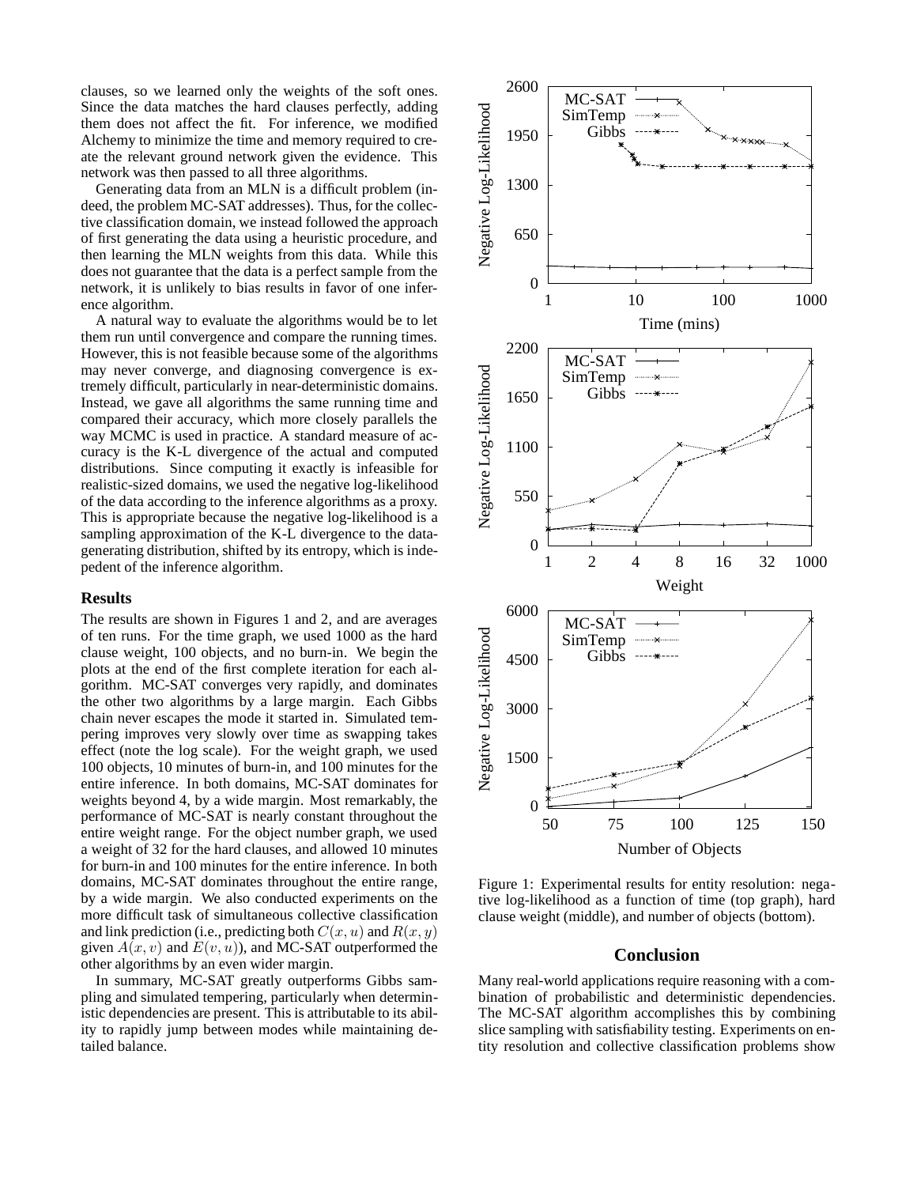clauses, so we learned only the weights of the soft ones. Since the data matches the hard clauses perfectly, adding them does not affect the fit. For inference, we modified Alchemy to minimize the time and memory required to create the relevant ground network given the evidence. This network was then passed to all three algorithms.

Generating data from an MLN is a difficult problem (indeed, the problem MC-SAT addresses). Thus, for the collective classification domain, we instead followed the approach of first generating the data using a heuristic procedure, and then learning the MLN weights from this data. While this does not guarantee that the data is a perfect sample from the network, it is unlikely to bias results in favor of one inference algorithm.

A natural way to evaluate the algorithms would be to let them run until convergence and compare the running times. However, this is not feasible because some of the algorithms may never converge, and diagnosing convergence is extremely difficult, particularly in near-deterministic domains. Instead, we gave all algorithms the same running time and compared their accuracy, which more closely parallels the way MCMC is used in practice. A standard measure of accuracy is the K-L divergence of the actual and computed distributions. Since computing it exactly is infeasible for realistic-sized domains, we used the negative log-likelihood of the data according to the inference algorithms as a proxy. This is appropriate because the negative log-likelihood is a sampling approximation of the K-L divergence to the data-generating distribution, shifted by its entropy, which is independent of the inference algorithm.

### Results

The results are shown in Figures 1 and 2, and are averages of ten runs. For the time graph, we used 1000 as the hard clause weight, 100 objects, and no burn-in. We begin the plots at the end of the first complete iteration for each algorithm. MC-SAT converges very rapidly, and dominates the other two algorithms by a large margin. Each Gibbs chain never escapes the mode it started in. Simulated tempering improves very slowly over time as swapping takes effect (note the log scale). For the weight graph, we used 100 objects, 10 minutes of burn-in, and 100 minutes for the entire inference. In both domains, MC-SAT dominates for weights beyond 4, by a wide margin. Most remarkably, the performance of MC-SAT is nearly constant throughout the entire weight range. For the object number graph, we used a weight of 32 for the hard clauses, and allowed 10 minutes for burn-in and 100 minutes for the entire inference. In both domains, MC-SAT dominates throughout the entire range, by a wide margin. We also conducted experiments on the more difficult task of simultaneous collective classification and link prediction (i.e., predicting both $C(x, u)$ and $R(x, y)$ given $A(x, v)$ and $E(v, u)$), and MC-SAT outperformed the other algorithms by an even wider margin.

In summary, MC-SAT greatly outperforms Gibbs sampling and simulated tempering, particularly when deterministic dependencies are present. This is attributable to its ability to rapidly jump between modes while maintaining detailed balance.

Figure 1: Experimental results for entity resolution: negative log-likelihood as a function of time (top graph), hard clause weight (middle), and number of objects (bottom).

## Conclusion

Many real-world applications require reasoning with a combination of probabilistic and deterministic dependencies. The MC-SAT algorithm accomplishes this by combining slice sampling with satisfiability testing. Experiments on entity resolution and collective classification problems show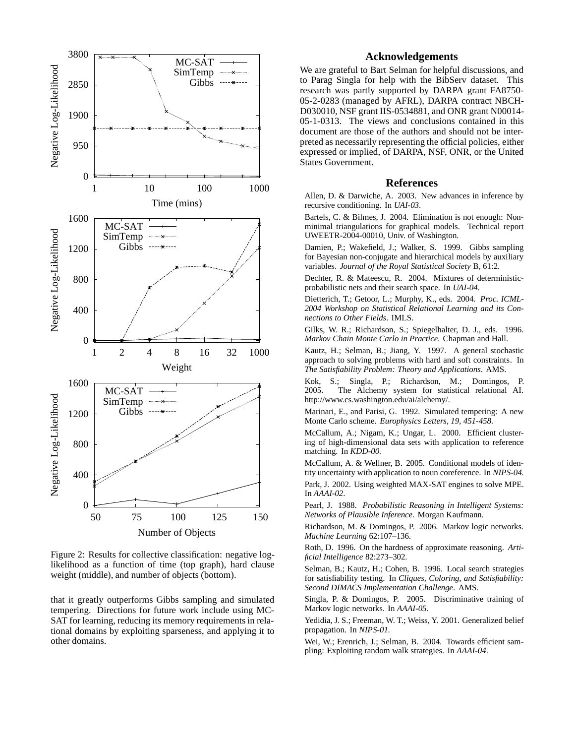3800
2850
1900
950
0
Negative Log-Likelihood
MC-SAT
SimTemp
Gibbs
1
10
100
1000
Time (mins)

1600
1200
800
400
0
Negative Log-Likelihood
MC-SAT
SimTemp
Gibbs
1
2
4
8
16
32
1000
Weight

1600
1200
800
400
0
Negative Log-Likelihood
MC-SAT
SimTemp
Gibbs
50
75
100
125
150
Number of Objects

Figure 2: Results for collective classification: negative log-likelihood as a function of time (top graph), hard clause weight (middle), and number of objects (bottom).

that it greatly outperforms Gibbs sampling and simulated tempering. Directions for future work include using MC-SAT for learning, reducing its memory requirements in relational domains by exploiting sparseness, and applying it to other domains.

## Acknowledgements

We are grateful to Bart Selman for helpful discussions, and to Parag Singla for help with the BibServ dataset. This research was partly supported by DARPA grant FA8750-05-2-0283 (managed by AFRL), DARPA contract NBCH-D030010, NSF grant IIS-0534881, and ONR grant N00014-05-1-0313. The views and conclusions contained in this document are those of the authors and should not be interpreted as necessarily representing the official policies, either expressed or implied, of DARPA, NSF, ONR, or the United States Government.

## References

Allen, D. & Darwiche, A. 2003. New advances in inference by recursive conditioning. In *UAI-03*.

Bartels, C. & Bilmes, J. 2004. Elimination is not enough: Non-minimal triangulations for graphical models. Technical report UWEETR-2004-00010, Univ. of Washington.

Damien, P.; Wakefield, J.; Walker, S. 1999. Gibbs sampling for Bayesian non-conjugate and hierarchical models by auxiliary variables. *Journal of the Royal Statistical Society* B, 61:2.

Dechter, R. & Mateescu, R. 2004. Mixtures of deterministic-probabilistic nets and their search space. In *UAI-04*.

Dietterich, T.; Getoor, L.; Murphy, K., eds. 2004. *Proc. ICML-2004 Workshop on Statistical Relational Learning and its Connections to Other Fields*. IMLS.

Gilks, W. R.; Richardson, S.; Spiegelhalter, D. J., eds. 1996. *Markov Chain Monte Carlo in Practice*. Chapman and Hall.

Kautz, H.; Selman, B.; Jiang, Y. 1997. A general stochastic approach to solving problems with hard and soft constraints. In *The Satisfiability Problem: Theory and Applications*. AMS.

Kok, S.; Singla, P.; Richardson, M.; Domingos, P. 2005. The Alchemy system for statistical relational AI. http://www.cs.washington.edu/ai/alchemy/.

Marinari, E., and Parisi, G. 1992. Simulated tempering: A new Monte Carlo scheme. *Europhysics Letters, 19, 451-458*.

McCallum, A.; Nigam, K.; Ungar, L. 2000. Efficient clustering of high-dimensional data sets with application to reference matching. In *KDD-00.*

McCallum, A. & Wellner, B. 2005. Conditional models of identity uncertainty with application to noun coreference. In *NIPS-04.*

Park, J. 2002. Using weighted MAX-SAT engines to solve MPE. In *AAAI-02*.

Pearl, J. 1988. *Probabilistic Reasoning in Intelligent Systems: Networks of Plausible Inference*. Morgan Kaufmann.

Richardson, M. & Domingos, P. 2006. Markov logic networks. *Machine Learning* 62:107–136.

Roth, D. 1996. On the hardness of approximate reasoning. *Artificial Intelligence* 82:273–302.

Selman, B.; Kautz, H.; Cohen, B. 1996. Local search strategies for satisfiability testing. In *Cliques, Coloring, and Satisfiability: Second DIMACS Implementation Challenge*. AMS.

Singla, P. & Domingos, P. 2005. Discriminative training of Markov logic networks. In *AAAI-05*.

Yedidia, J. S.; Freeman, W. T.; Weiss, Y. 2001. Generalized belief propagation. In *NIPS-01.*

Wei, W.; Erenrich, J.; Selman, B. 2004. Towards efficient sampling: Exploiting random walk strategies. In *AAAI-04*.